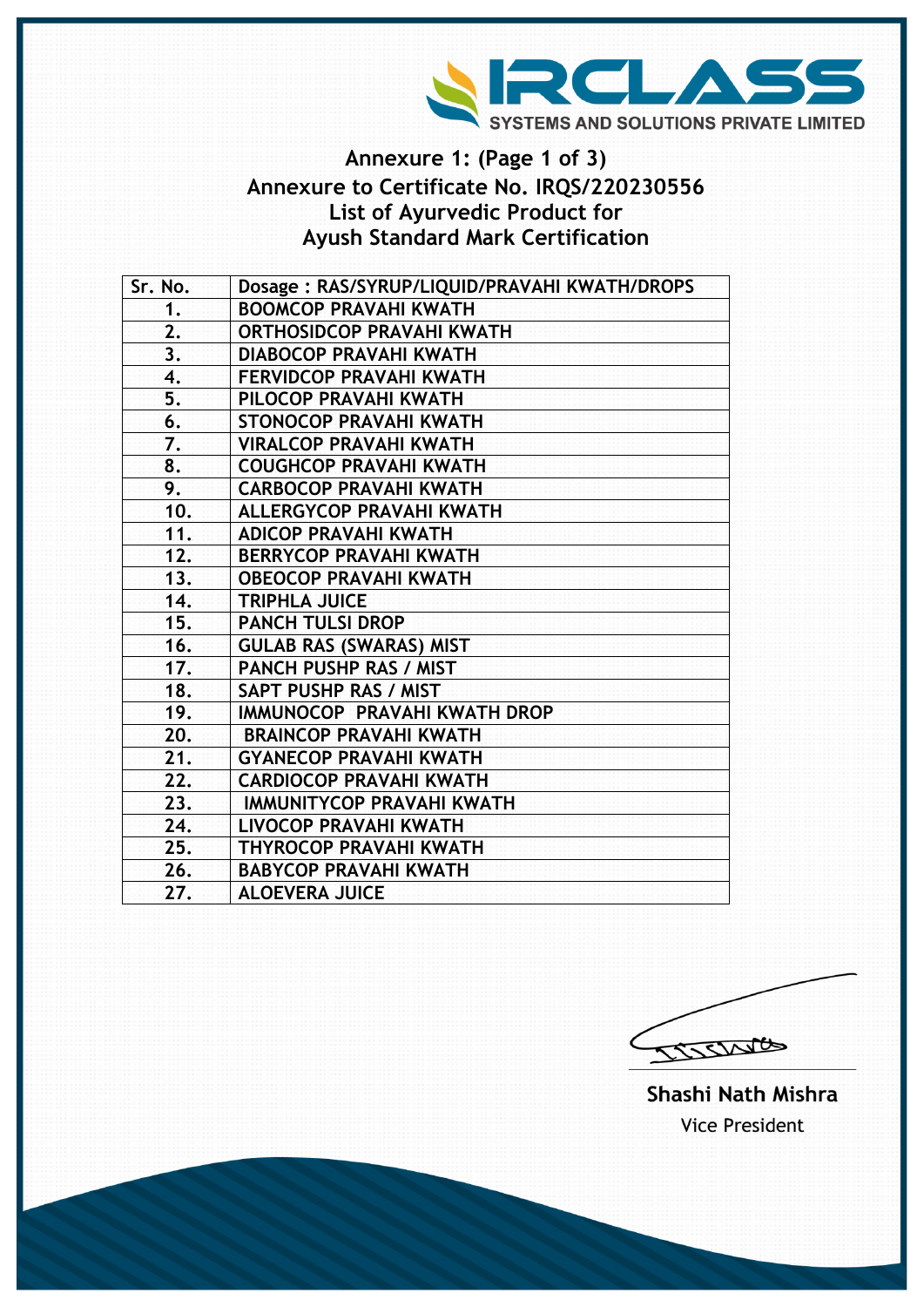IRCLASS SYSTEMS AND SOLUTIONS PRIVATE LIMITED

# Annexure 1: (Page 1 of 3)
## Annexure to Certificate No. IRQS/220230556
## List of Ayurvedic Product for
## Ayush Standard Mark Certification

| Sr. No. | Dosage : RAS/SYRUP/LIQUID/PRAVAHI KWATH/DROPS |
|---|---|
| 1. | BOOMCOP PRAVAHI KWATH |
| 2. | ORTHOSIDCOP PRAVAHI KWATH |
| 3. | DIABOCOP PRAVAHI KWATH |
| 4. | FERVIDCOP PRAVAHI KWATH |
| 5. | PILOCOP PRAVAHI KWATH |
| 6. | STONOCOP PRAVAHI KWATH |
| 7. | VIRALCOP PRAVAHI KWATH |
| 8. | COUGHCOP PRAVAHI KWATH |
| 9. | CARBOCOP PRAVAHI KWATH |
| 10. | ALLERGYCOP PRAVAHI KWATH |
| 11. | ADICOP PRAVAHI KWATH |
| 12. | BERRYCOP PRAVAHI KWATH |
| 13. | OBEOCOP PRAVAHI KWATH |
| 14. | TRIPHLA JUICE |
| 15. | PANCH TULSI DROP |
| 16. | GULAB RAS (SWARAS) MIST |
| 17. | PANCH PUSHP RAS / MIST |
| 18. | SAPT PUSHP RAS / MIST |
| 19. | IMMUNOCOP PRAVAHI KWATH DROP |
| 20. | BRAINCOP PRAVAHI KWATH |
| 21. | GYANECOP PRAVAHI KWATH |
| 22. | CARDIOCOP PRAVAHI KWATH |
| 23. | IMMUNITYCOP PRAVAHI KWATH |
| 24. | LIVOCOP PRAVAHI KWATH |
| 25. | THYROCOP PRAVAHI KWATH |
| 26. | BABYCOP PRAVAHI KWATH |
| 27. | ALOEVERA JUICE |

**Shashi Nath Mishra**
Vice President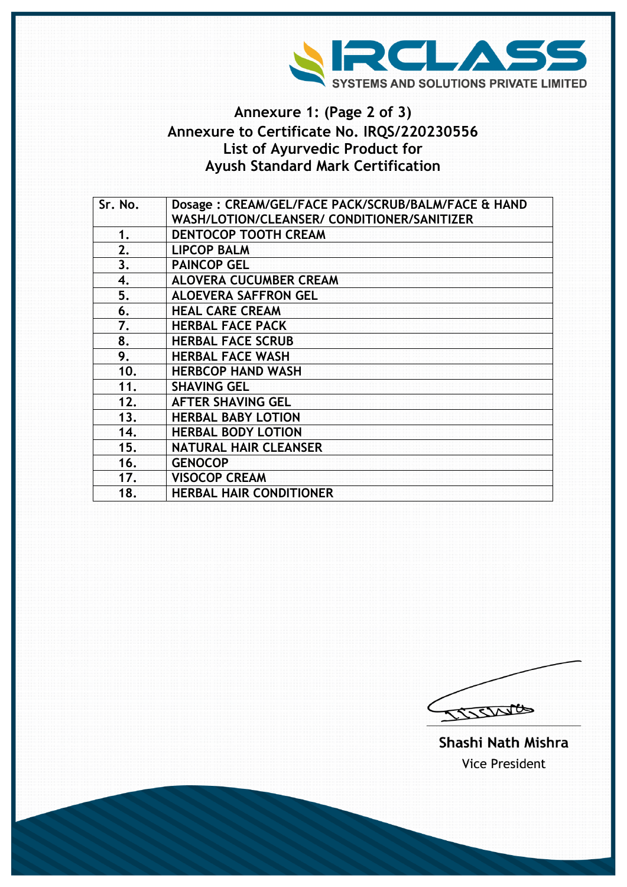IRCLASS SYSTEMS AND SOLUTIONS PRIVATE LIMITED

## Annexure 1: (Page 2 of 3)
## Annexure to Certificate No. IRQS/220230556
## List of Ayurvedic Product for
## Ayush Standard Mark Certification

| Sr. No. | Dosage : CREAM/GEL/FACE PACK/SCRUB/BALM/FACE & HAND WASH/LOTION/CLEANSER/ CONDITIONER/SANITIZER |
|---|---|
| 1. | DENTOCOP TOOTH CREAM |
| 2. | LIPCOP BALM |
| 3. | PAINCOP GEL |
| 4. | ALOVERA CUCUMBER CREAM |
| 5. | ALOEVERA SAFFRON GEL |
| 6. | HEAL CARE CREAM |
| 7. | HERBAL FACE PACK |
| 8. | HERBAL FACE SCRUB |
| 9. | HERBAL FACE WASH |
| 10. | HERBCOP HAND WASH |
| 11. | SHAVING GEL |
| 12. | AFTER SHAVING GEL |
| 13. | HERBAL BABY LOTION |
| 14. | HERBAL BODY LOTION |
| 15. | NATURAL HAIR CLEANSER |
| 16. | GENOCOP |
| 17. | VISOCOP CREAM |
| 18. | HERBAL HAIR CONDITIONER |

**Shashi Nath Mishra**
Vice President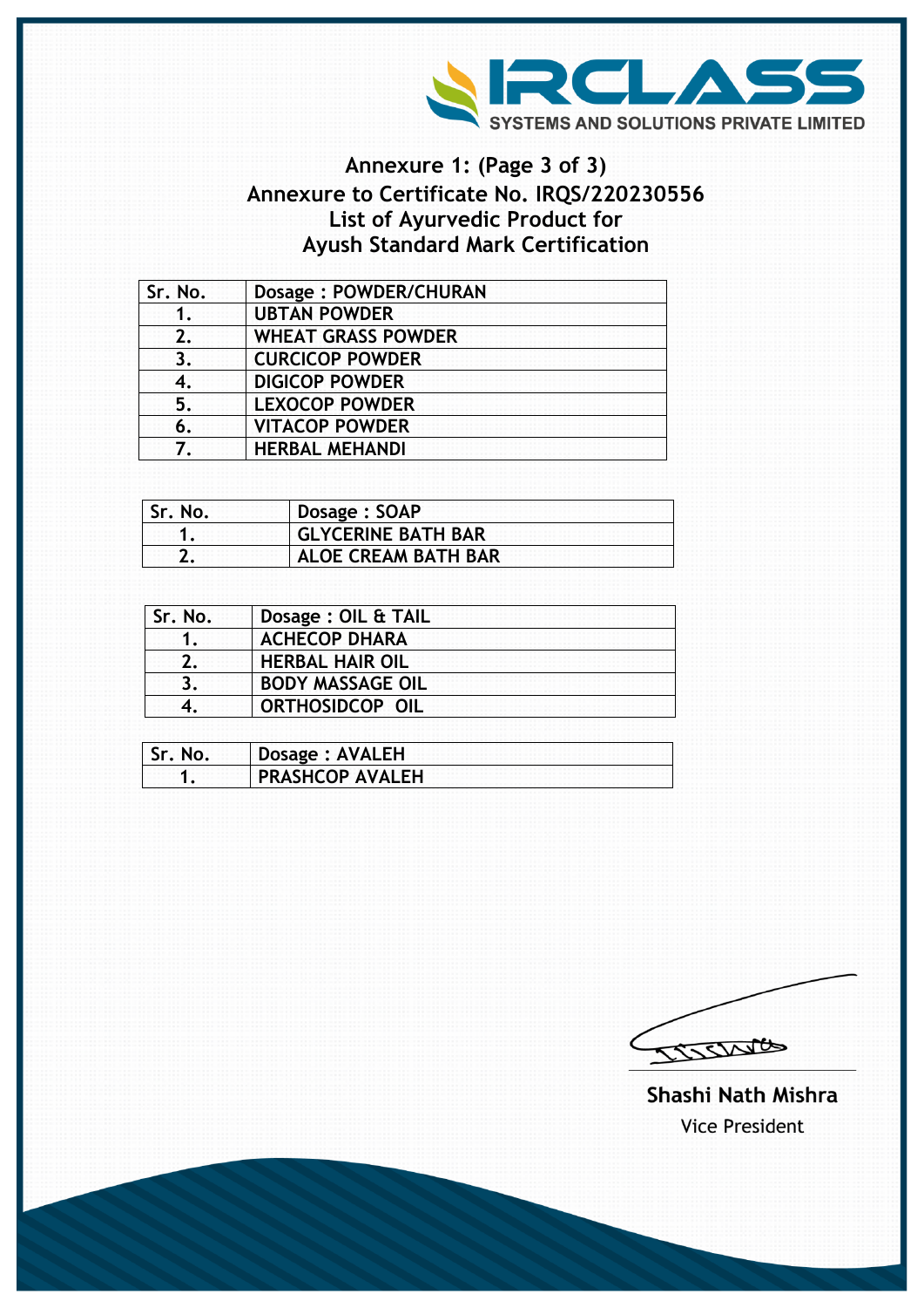IRCLASS SYSTEMS AND SOLUTIONS PRIVATE LIMITED

## Annexure 1: (Page 3 of 3)
## Annexure to Certificate No. IRQS/220230556
## List of Ayurvedic Product for
## Ayush Standard Mark Certification

| Sr. No. | Dosage : POWDER/CHURAN |
|---|---|
| 1. | UBTAN POWDER |
| 2. | WHEAT GRASS POWDER |
| 3. | CURCICOP POWDER |
| 4. | DIGICOP POWDER |
| 5. | LEXOCOP POWDER |
| 6. | VITACOP POWDER |
| 7. | HERBAL MEHANDI |

| Sr. No. | Dosage : SOAP |
|---|---|
| 1. | GLYCERINE BATH BAR |
| 2. | ALOE CREAM BATH BAR |

| Sr. No. | Dosage : OIL & TAIL |
|---|---|
| 1. | ACHECOP DHARA |
| 2. | HERBAL HAIR OIL |
| 3. | BODY MASSAGE OIL |
| 4. | ORTHOSIDCOP OIL |

| Sr. No. | Dosage : AVALEH |
|---|---|
| 1. | PRASHCOP AVALEH |

**Shashi Nath Mishra**
Vice President